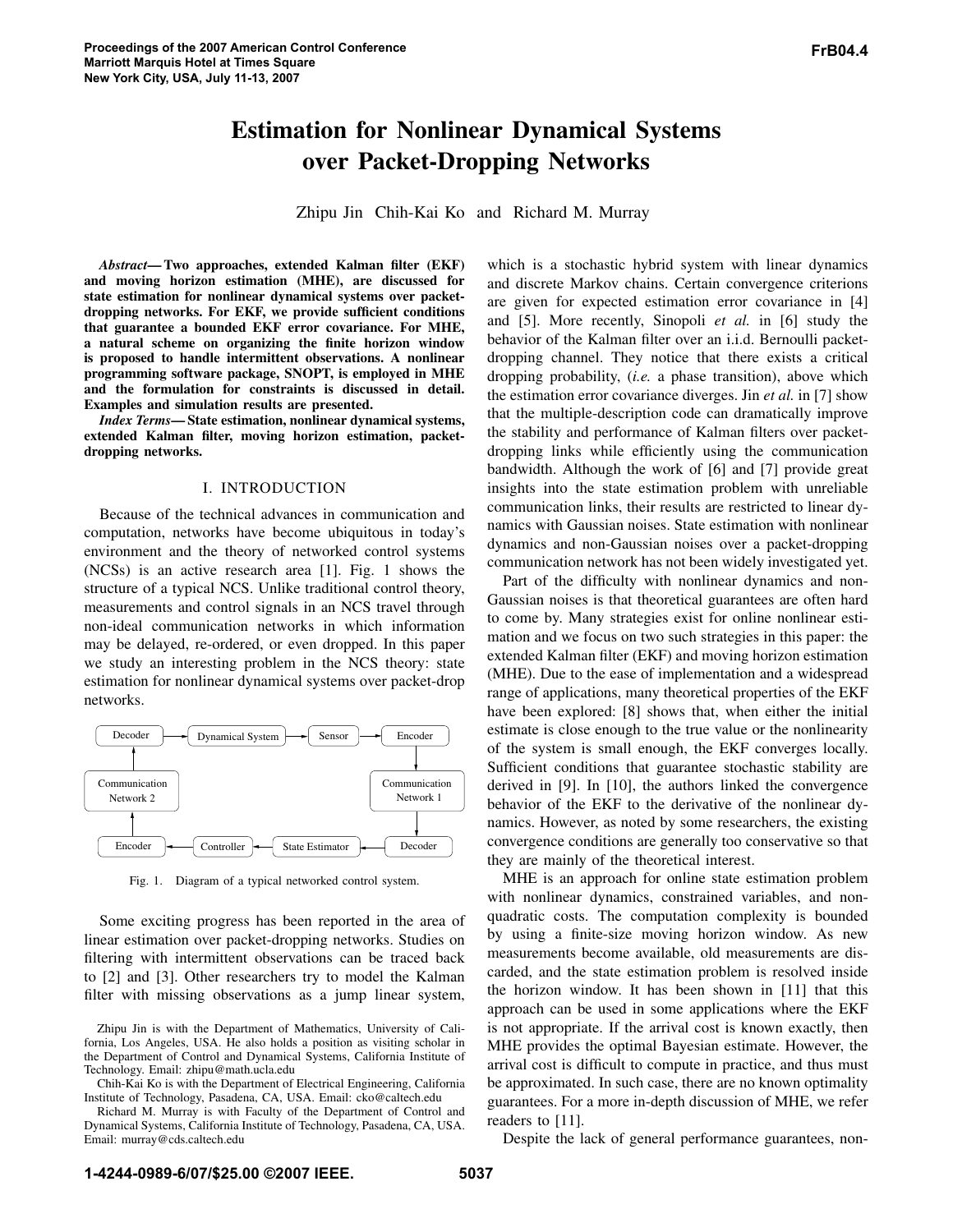# Estimation for Nonlinear Dynamical Systems over Packet-Dropping Networks

Zhipu Jin   Chih-Kai Ko   and   Richard M. Murray

***Abstract*— Two approaches, extended Kalman filter (EKF) and moving horizon estimation (MHE), are discussed for state estimation for nonlinear dynamical systems over packet-dropping networks. For EKF, we provide sufficient conditions that guarantee a bounded EKF error covariance. For MHE, a natural scheme on organizing the finite horizon window is proposed to handle intermittent observations. A nonlinear programming software package, SNOPT, is employed in MHE and the formulation for constraints is discussed in detail. Examples and simulation results are presented.**

***Index Terms*— State estimation, nonlinear dynamical systems, extended Kalman filter, moving horizon estimation, packet-dropping networks.**

## I. INTRODUCTION

Because of the technical advances in communication and computation, networks have become ubiquitous in today's environment and the theory of networked control systems (NCSs) is an active research area [1]. Fig. 1 shows the structure of a typical NCS. Unlike traditional control theory, measurements and control signals in an NCS travel through non-ideal communication networks in which information may be delayed, re-ordered, or even dropped. In this paper we study an interesting problem in the NCS theory: state estimation for nonlinear dynamical systems over packet-drop networks.

Fig. 1. Diagram of a typical networked control system.

Some exciting progress has been reported in the area of linear estimation over packet-dropping networks. Studies on filtering with intermittent observations can be traced back to [2] and [3]. Other researchers try to model the Kalman filter with missing observations as a jump linear system, which is a stochastic hybrid system with linear dynamics and discrete Markov chains. Certain convergence criterions are given for expected estimation error covariance in [4] and [5]. More recently, Sinopoli *et al.* in [6] study the behavior of the Kalman filter over an i.i.d. Bernoulli packet-dropping channel. They notice that there exists a critical dropping probability, (*i.e.* a phase transition), above which the estimation error covariance diverges. Jin *et al.* in [7] show that the multiple-description code can dramatically improve the stability and performance of Kalman filters over packet-dropping links while efficiently using the communication bandwidth. Although the work of [6] and [7] provide great insights into the state estimation problem with unreliable communication links, their results are restricted to linear dynamics with Gaussian noises. State estimation with nonlinear dynamics and non-Gaussian noises over a packet-dropping communication network has not been widely investigated yet.

Part of the difficulty with nonlinear dynamics and non-Gaussian noises is that theoretical guarantees are often hard to come by. Many strategies exist for online nonlinear estimation and we focus on two such strategies in this paper: the extended Kalman filter (EKF) and moving horizon estimation (MHE). Due to the ease of implementation and a widespread range of applications, many theoretical properties of the EKF have been explored: [8] shows that, when either the initial estimate is close enough to the true value or the nonlinearity of the system is small enough, the EKF converges locally. Sufficient conditions that guarantee stochastic stability are derived in [9]. In [10], the authors linked the convergence behavior of the EKF to the derivative of the nonlinear dynamics. However, as noted by some researchers, the existing convergence conditions are generally too conservative so that they are mainly of the theoretical interest.

MHE is an approach for online state estimation problem with nonlinear dynamics, constrained variables, and non-quadratic costs. The computation complexity is bounded by using a finite-size moving horizon window. As new measurements become available, old measurements are discarded, and the state estimation problem is resolved inside the horizon window. It has been shown in [11] that this approach can be used in some applications where the EKF is not appropriate. If the arrival cost is known exactly, then MHE provides the optimal Bayesian estimate. However, the arrival cost is difficult to compute in practice, and thus must be approximated. In such case, there are no known optimality guarantees. For a more in-depth discussion of MHE, we refer readers to [11].

Despite the lack of general performance guarantees, non-

Zhipu Jin is with the Department of Mathematics, University of California, Los Angeles, USA. He also holds a position as visiting scholar in the Department of Control and Dynamical Systems, California Institute of Technology. Email: zhipu@math.ucla.edu

Chih-Kai Ko is with the Department of Electrical Engineering, California Institute of Technology, Pasadena, CA, USA. Email: cko@caltech.edu

Richard M. Murray is with Faculty of the Department of Control and Dynamical Systems, California Institute of Technology, Pasadena, CA, USA. Email: murray@cds.caltech.edu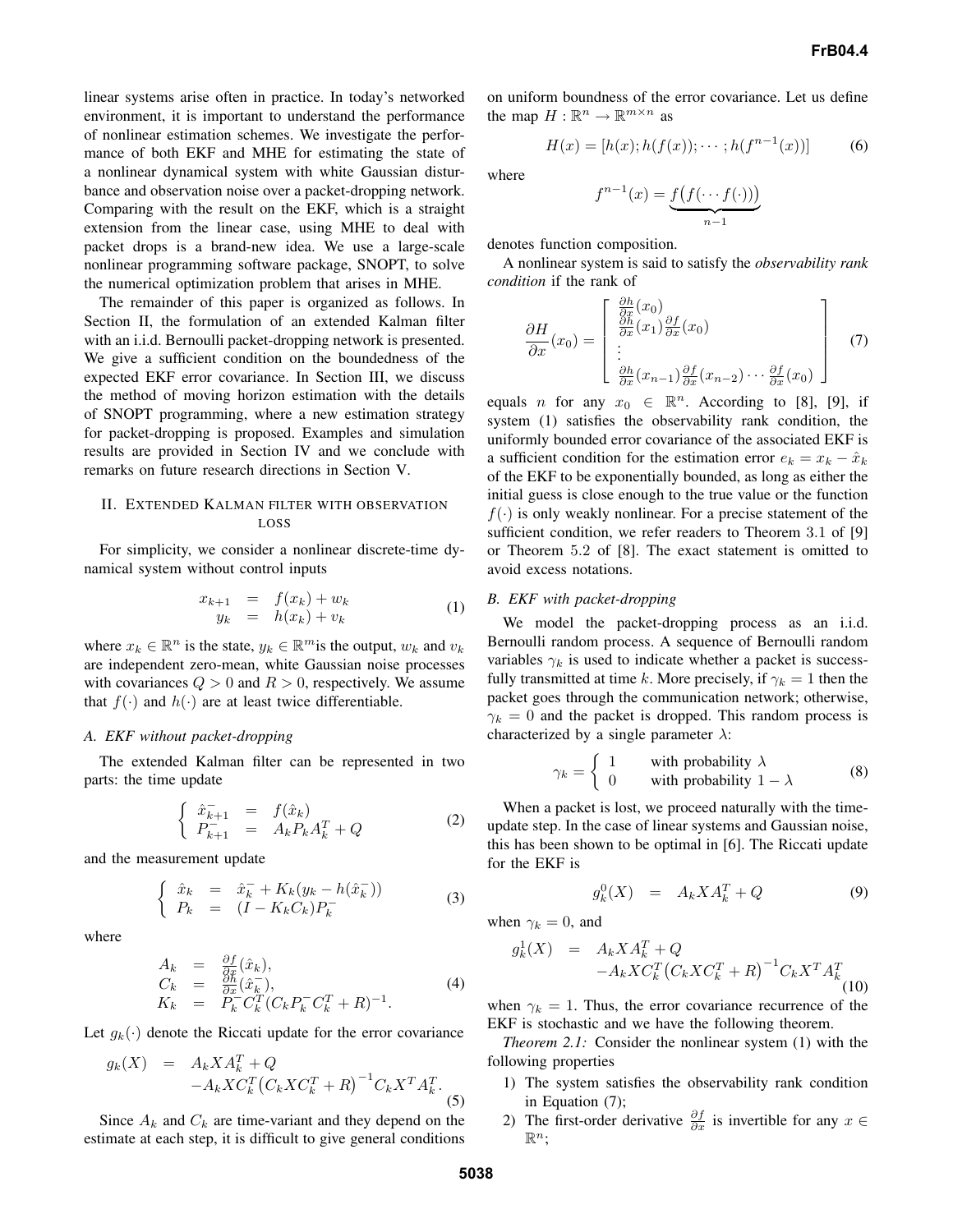linear systems arise often in practice. In today's networked environment, it is important to understand the performance of nonlinear estimation schemes. We investigate the performance of both EKF and MHE for estimating the state of a nonlinear dynamical system with white Gaussian disturbance and observation noise over a packet-dropping network. Comparing with the result on the EKF, which is a straight extension from the linear case, using MHE to deal with packet drops is a brand-new idea. We use a large-scale nonlinear programming software package, SNOPT, to solve the numerical optimization problem that arises in MHE.

The remainder of this paper is organized as follows. In Section II, the formulation of an extended Kalman filter with an i.i.d. Bernoulli packet-dropping network is presented. We give a sufficient condition on the boundedness of the expected EKF error covariance. In Section III, we discuss the method of moving horizon estimation with the details of SNOPT programming, where a new estimation strategy for packet-dropping is proposed. Examples and simulation results are provided in Section IV and we conclude with remarks on future research directions in Section V.

## II. Extended Kalman filter with observation loss

For simplicity, we consider a nonlinear discrete-time dynamical system without control inputs

$$\begin{array}{rcl} x_{k+1} & = & f(x_k) + w_k \\ y_k & = & h(x_k) + v_k \end{array} \tag{1}$$

where $x_k \in \mathbb{R}^n$ is the state, $y_k \in \mathbb{R}^m$ is the output, $w_k$ and $v_k$ are independent zero-mean, white Gaussian noise processes with covariances $Q > 0$ and $R > 0$, respectively. We assume that $f(\cdot)$ and $h(\cdot)$ are at least twice differentiable.

### A. EKF without packet-dropping

The extended Kalman filter can be represented in two parts: the time update

$$\left\{ \begin{array}{rcl} \hat{x}_{k+1}^- & = & f(\hat{x}_k) \\ P_{k+1}^- & = & A_k P_k A_k^T + Q \end{array} \right. \tag{2}$$

and the measurement update

$$\left\{ \begin{array}{rcl} \hat{x}_k & = & \hat{x}_k^- + K_k(y_k - h(\hat{x}_k^-)) \\ P_k & = & (I - K_k C_k) P_k^- \end{array} \right. \tag{3}$$

where

$$\begin{array}{rcl} A_k & = & \frac{\partial f}{\partial x}(\hat{x}_k), \\ C_k & = & \frac{\partial h}{\partial x}(\hat{x}_k^-), \\ K_k & = & P_k^- C_k^T (C_k P_k^- C_k^T + R)^{-1}. \end{array} \tag{4}$$

Let $g_k(\cdot)$ denote the Riccati update for the error covariance

$$\begin{array}{rcl} g_k(X) & = & A_k X A_k^T + Q \\ & & - A_k X C_k^T \big(C_k X C_k^T + R\big)^{-1} C_k X^T A_k^T. \end{array} \tag{5}$$

Since $A_k$ and $C_k$ are time-variant and they depend on the estimate at each step, it is difficult to give general conditions on uniform boundness of the error covariance. Let us define the map $H : \mathbb{R}^n \to \mathbb{R}^{m \times n}$ as

$$H(x) = [h(x); h(f(x)); \cdots ; h(f^{n-1}(x))] \tag{6}$$

where

$$f^{n-1}(x) = \underbrace{f\big(f(\cdots f(\cdot))\big)}_{n-1}$$

denotes function composition.

A nonlinear system is said to satisfy the *observability rank condition* if the rank of

$$\frac{\partial H}{\partial x}(x_0) = \left[ \begin{array}{l} \frac{\partial h}{\partial x}(x_0) \\ \frac{\partial h}{\partial x}(x_1)\frac{\partial f}{\partial x}(x_0) \\ \vdots \\ \frac{\partial h}{\partial x}(x_{n-1})\frac{\partial f}{\partial x}(x_{n-2}) \cdots \frac{\partial f}{\partial x}(x_0) \end{array} \right] \tag{7}$$

equals $n$ for any $x_0 \in \mathbb{R}^n$. According to [8], [9], if system (1) satisfies the observability rank condition, the uniformly bounded error covariance of the associated EKF is a sufficient condition for the estimation error $e_k = x_k - \hat{x}_k$ of the EKF to be exponentially bounded, as long as either the initial guess is close enough to the true value or the function $f(\cdot)$ is only weakly nonlinear. For a precise statement of the sufficient condition, we refer readers to Theorem 3.1 of [9] or Theorem 5.2 of [8]. The exact statement is omitted to avoid excess notations.

### B. EKF with packet-dropping

We model the packet-dropping process as an i.i.d. Bernoulli random process. A sequence of Bernoulli random variables $\gamma_k$ is used to indicate whether a packet is successfully transmitted at time $k$. More precisely, if $\gamma_k = 1$ then the packet goes through the communication network; otherwise, $\gamma_k = 0$ and the packet is dropped. This random process is characterized by a single parameter $\lambda$:

$$\gamma_k = \left\{ \begin{array}{ll} 1 & \text{with probability } \lambda \\ 0 & \text{with probability } 1 - \lambda \end{array} \right. \tag{8}$$

When a packet is lost, we proceed naturally with the time-update step. In the case of linear systems and Gaussian noise, this has been shown to be optimal in [6]. The Riccati update for the EKF is

$$g_k^0(X) \quad = \quad A_k X A_k^T + Q \tag{9}$$

when $\gamma_k = 0$, and

$$\begin{array}{rcl} g_k^1(X) & = & A_k X A_k^T + Q \\ & & - A_k X C_k^T \big(C_k X C_k^T + R\big)^{-1} C_k X^T A_k^T \end{array} \tag{10}$$

when $\gamma_k = 1$. Thus, the error covariance recurrence of the EKF is stochastic and we have the following theorem.

*Theorem 2.1:* Consider the nonlinear system (1) with the following properties

1) The system satisfies the observability rank condition in Equation (7);
2) The first-order derivative $\frac{\partial f}{\partial x}$ is invertible for any $x \in \mathbb{R}^n$;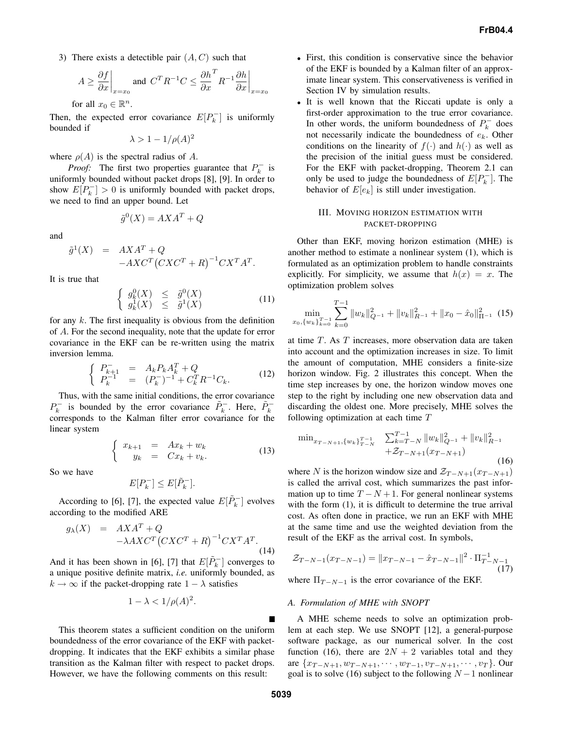3) There exists a detectable pair $(A, C)$ such that

$$A \geq \left.\frac{\partial f}{\partial x}\right|_{x=x_0} \text{ and } C^T R^{-1} C \leq \left.\frac{\partial h}{\partial x}^T R^{-1} \frac{\partial h}{\partial x}\right|_{x=x_0}$$

for all $x_0 \in \mathbb{R}^n$.

Then, the expected error covariance $E[P_k^-]$ is uniformly bounded if

$$\lambda > 1 - 1/\rho(A)^2$$

where $\rho(A)$ is the spectral radius of $A$.

*Proof:* The first two properties guarantee that $P_k^-$ is uniformly bounded without packet drops [8], [9]. In order to show $E[P_k^-] > 0$ is uniformly bounded with packet drops, we need to find an upper bound. Let

$$\tilde{g}^0(X) = AXA^T + Q$$

and

$$\begin{aligned} \tilde{g}^1(X) &= AXA^T + Q \\ &\quad - AXC^T\big(CXC^T + R\big)^{-1} CX^T A^T. \end{aligned}$$

It is true that

$$\begin{cases} g_k^0(X) & \leq & \tilde{g}^0(X) \\ g_k^1(X) & \leq & \tilde{g}^1(X) \end{cases} \tag{11}$$

for any $k$. The first inequality is obvious from the definition of $A$. For the second inequality, note that the update for error covariance in the EKF can be re-written using the matrix inversion lemma.

$$\begin{cases} P_{k+1}^- & = & A_k P_k A_k^T + Q \\ P_k^{-1} & = & (P_k^-)^{-1} + C_k^T R^{-1} C_k. \end{cases} \tag{12}$$

Thus, with the same initial conditions, the error covariance $P_k^-$ is bounded by the error covariance $\tilde{P}_k^-$. Here, $\tilde{P}_k^-$ corresponds to the Kalman filter error covariance for the linear system

$$\begin{cases} x_{k+1} & = & Ax_k + w_k \\ y_k & = & Cx_k + v_k. \end{cases} \tag{13}$$

So we have

$$E[P_k^-] \leq E[\tilde{P}_k^-].$$

According to [6], [7], the expected value $E[\tilde{P}_k^-]$ evolves according to the modified ARE

$$\begin{aligned} g_\lambda(X) &= AXA^T + Q \\ &\quad - \lambda AXC^T\big(CXC^T + R\big)^{-1} CX^T A^T. \end{aligned} \tag{14}$$

And it has been shown in [6], [7] that $E[\tilde{P}_k^-]$ converges to a unique positive definite matrix, *i.e.* uniformly bounded, as $k \to \infty$ if the packet-dropping rate $1 - \lambda$ satisfies

$$1 - \lambda < 1/\rho(A)^2.$$

∎

This theorem states a sufficient condition on the uniform boundedness of the error covariance of the EKF with packet-dropping. It indicates that the EKF exhibits a similar phase transition as the Kalman filter with respect to packet drops. However, we have the following comments on this result:

- First, this condition is conservative since the behavior of the EKF is bounded by a Kalman filter of an approximate linear system. This conservativeness is verified in Section IV by simulation results.
- It is well known that the Riccati update is only a first-order approximation to the true error covariance. In other words, the uniform boundedness of $P_k^-$ does not necessarily indicate the boundedness of $e_k$. Other conditions on the linearity of $f(\cdot)$ and $h(\cdot)$ as well as the precision of the initial guess must be considered. For the EKF with packet-dropping, Theorem 2.1 can only be used to judge the boundedness of $E[P_k^-]$. The behavior of $E[e_k]$ is still under investigation.

## III. Moving horizon estimation with packet-dropping

Other than EKF, moving horizon estimation (MHE) is another method to estimate a nonlinear system (1), which is formulated as an optimization problem to handle constraints explicitly. For simplicity, we assume that $h(x) = x$. The optimization problem solves

$$\min_{x_0, \{w_k\}_{k=0}^{T-1}} \sum_{k=0}^{T-1} \|w_k\|_{Q^{-1}}^2 + \|v_k\|_{R^{-1}}^2 + \|x_0 - \hat{x}_0\|_{\Pi^{-1}}^2 \tag{15}$$

at time $T$. As $T$ increases, more observation data are taken into account and the optimization increases in size. To limit the amount of computation, MHE considers a finite-size horizon window. Fig. 2 illustrates this concept. When the time step increases by one, the horizon window moves one step to the right by including one new observation data and discarding the oldest one. More precisely, MHE solves the following optimization at each time $T$

$$\begin{aligned} \min_{x_{T-N+1}, \{w_k\}_{T-N}^{T-1}} \quad & \sum_{k=T-N}^{T-1} \|w_k\|_{Q^{-1}}^2 + \|v_k\|_{R^{-1}}^2 \\ & + \mathcal{Z}_{T-N+1}(x_{T-N+1}) \end{aligned} \tag{16}$$

where $N$ is the horizon window size and $\mathcal{Z}_{T-N+1}(x_{T-N+1})$ is called the arrival cost, which summarizes the past information up to time $T-N+1$. For general nonlinear systems with the form (1), it is difficult to determine the true arrival cost. As often done in practice, we run an EKF with MHE at the same time and use the weighted deviation from the result of the EKF as the arrival cost. In symbols,

$$\mathcal{Z}_{T-N-1}(x_{T-N-1}) = \|x_{T-N-1} - \hat{x}_{T-N-1}\|^2 \cdot \Pi_{T-N-1}^{-1} \tag{17}$$

where $\Pi_{T-N-1}$ is the error covariance of the EKF.

### A. Formulation of MHE with SNOPT

A MHE scheme needs to solve an optimization problem at each step. We use SNOPT [12], a general-purpose software package, as our numerical solver. In the cost function (16), there are $2N + 2$ variables total and they are $\{x_{T-N+1}, w_{T-N+1}, \cdots, w_{T-1}, v_{T-N+1}, \cdots, v_T\}$. Our goal is to solve (16) subject to the following $N-1$ nonlinear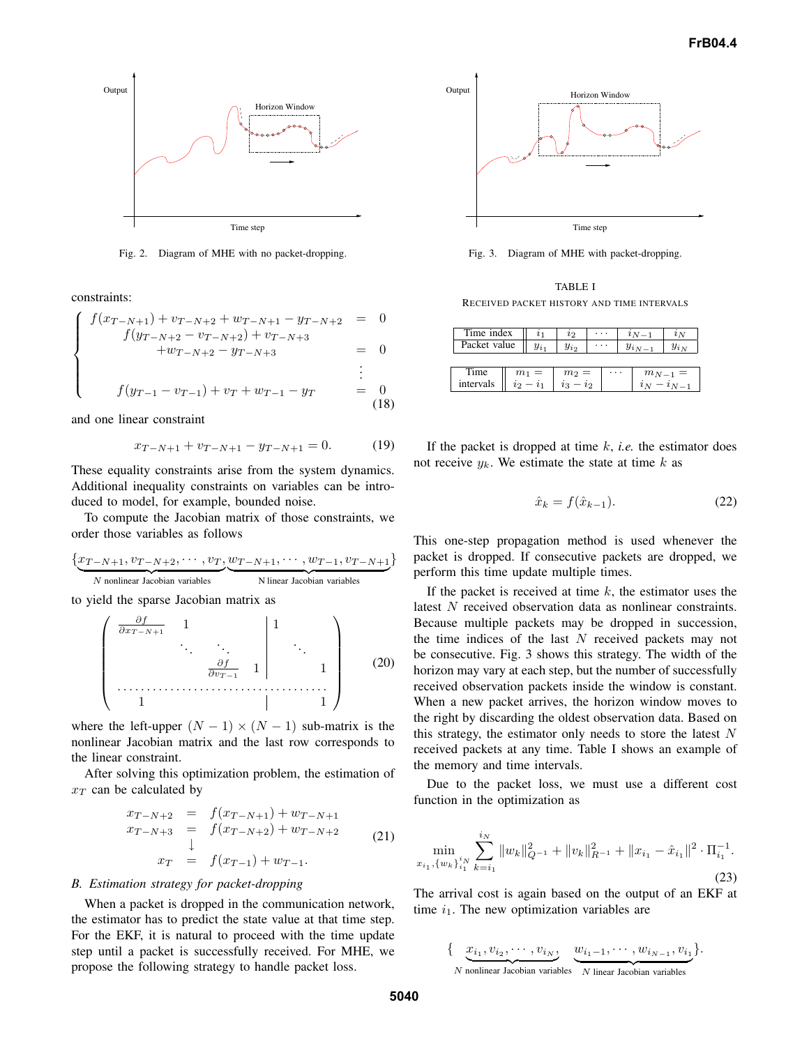Fig. 2. Diagram of MHE with no packet-dropping.

Fig. 3. Diagram of MHE with packet-dropping.

constraints:

$$
\begin{cases}
f(x_{T-N+1}) + v_{T-N+2} + w_{T-N+1} - y_{T-N+2} & = & 0 \\
f(y_{T-N+2} - v_{T-N+2}) + v_{T-N+3} & & \\
\quad + w_{T-N+2} - y_{T-N+3} & = & 0 \\
 & \vdots & \\
f(y_{T-1} - v_{T-1}) + v_T + w_{T-1} - y_T & = & 0
\end{cases}
\tag{18}
$$

and one linear constraint

$$
x_{T-N+1} + v_{T-N+1} - y_{T-N+1} = 0. \tag{19}
$$

These equality constraints arise from the system dynamics. Additional inequality constraints on variables can be introduced to model, for example, bounded noise.

To compute the Jacobian matrix of those constraints, we order those variables as follows

$$
\{\underbrace{x_{T-N+1}, v_{T-N+2}, \cdots, v_T}_{N \text{ nonlinear Jacobian variables}}, \underbrace{w_{T-N+1}, \cdots, w_{T-1}, v_{T-N+1}}_{N \text{ linear Jacobian variables}}\}
$$

to yield the sparse Jacobian matrix as

$$
\left(
\begin{array}{cccc|ccc}
\frac{\partial f}{\partial x_{T-N+1}} & 1 & & & 1 & & \\
 & \ddots & \ddots & & & \ddots & \\
 & & \frac{\partial f}{\partial v_{T-1}} & 1 & & & 1 \\
\hline
1 & & & & & & 1
\end{array}
\right)
\tag{20}
$$

where the left-upper $(N-1) \times (N-1)$ sub-matrix is the nonlinear Jacobian matrix and the last row corresponds to the linear constraint.

After solving this optimization problem, the estimation of $x_T$ can be calculated by

$$
\begin{array}{rcl}
x_{T-N+2} & = & f(x_{T-N+1}) + w_{T-N+1} \\
x_{T-N+3} & = & f(x_{T-N+2}) + w_{T-N+2} \\
 & \downarrow & \\
x_T & = & f(x_{T-1}) + w_{T-1}.
\end{array}
\tag{21}
$$

### B. Estimation strategy for packet-dropping

When a packet is dropped in the communication network, the estimator has to predict the state value at that time step. For the EKF, it is natural to proceed with the time update step until a packet is successfully received. For MHE, we propose the following strategy to handle packet loss.

TABLE I

RECEIVED PACKET HISTORY AND TIME INTERVALS

| Time index | $i_1$ | $i_2$ | $\cdots$ | $i_{N-1}$ | $i_N$ |
|---|---|---|---|---|---|
| Packet value | $y_{i_1}$ | $y_{i_2}$ | $\cdots$ | $y_{i_{N-1}}$ | $y_{i_N}$ |

| Time intervals | $m_1 = i_2 - i_1$ | $m_2 = i_3 - i_2$ | $\cdots$ | $m_{N-1} = i_N - i_{N-1}$ |
|---|---|---|---|---|

If the packet is dropped at time $k$, *i.e.* the estimator does not receive $y_k$. We estimate the state at time $k$ as

$$
\hat{x}_k = f(\hat{x}_{k-1}). \tag{22}
$$

This one-step propagation method is used whenever the packet is dropped. If consecutive packets are dropped, we perform this time update multiple times.

If the packet is received at time $k$, the estimator uses the latest $N$ received observation data as nonlinear constraints. Because multiple packets may be dropped in succession, the time indices of the last $N$ received packets may not be consecutive. Fig. 3 shows this strategy. The width of the horizon may vary at each step, but the number of successfully received observation packets inside the window is constant. When a new packet arrives, the horizon window moves to the right by discarding the oldest observation data. Based on this strategy, the estimator only needs to store the latest $N$ received packets at any time. Table I shows an example of the memory and time intervals.

Due to the packet loss, we must use a different cost function in the optimization as

$$
\min_{x_{i_1}, \{w_k\}_{i_1}^{i_N}} \sum_{k=i_1}^{i_N} \|w_k\|_{Q^{-1}}^2 + \|v_k\|_{R^{-1}}^2 + \|x_{i_1} - \hat{x}_{i_1}\|^2 \cdot \Pi_{i_1}^{-1}. \tag{23}
$$

The arrival cost is again based on the output of an EKF at time $i_1$. The new optimization variables are

$$
\{\underbrace{x_{i_1}, v_{i_2}, \cdots, v_{i_N}}_{N \text{ nonlinear Jacobian variables}}, \underbrace{w_{i_1 - 1}, \cdots, w_{i_{N-1}}, v_{i_1}}_{N \text{ linear Jacobian variables}}\}.
$$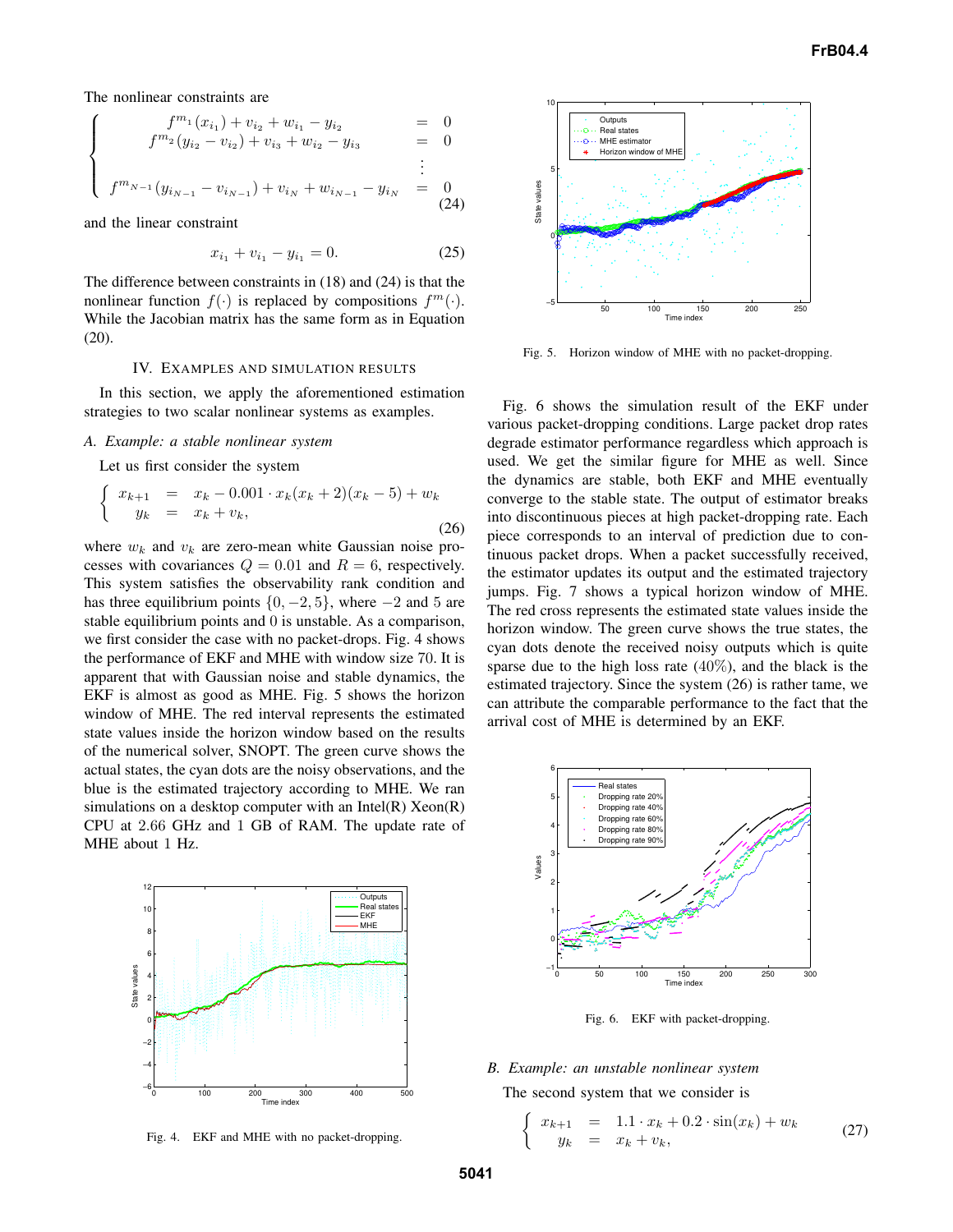The nonlinear constraints are

$$
\left\{
\begin{array}{rcl}
f^{m_1}(x_{i_1}) + v_{i_2} + w_{i_1} - y_{i_2} & = & 0 \\
f^{m_2}(y_{i_2} - v_{i_2}) + v_{i_3} + w_{i_2} - y_{i_3} & = & 0 \\
& \vdots & \\
f^{m_{N-1}}(y_{i_{N-1}} - v_{i_{N-1}}) + v_{i_N} + w_{i_{N-1}} - y_{i_N} & = & 0
\end{array}
\right. \tag{24}
$$

and the linear constraint

$$
x_{i_1} + v_{i_1} - y_{i_1} = 0. \tag{25}
$$

The difference between constraints in (18) and (24) is that the nonlinear function $f(\cdot)$ is replaced by compositions $f^m(\cdot)$. While the Jacobian matrix has the same form as in Equation (20).

## IV. Examples and Simulation Results

In this section, we apply the aforementioned estimation strategies to two scalar nonlinear systems as examples.

### *A. Example: a stable nonlinear system*

Let us first consider the system

$$
\left\{
\begin{array}{rcl}
x_{k+1} & = & x_k - 0.001 \cdot x_k(x_k+2)(x_k-5) + w_k \\
y_k & = & x_k + v_k,
\end{array}
\right. \tag{26}
$$

where $w_k$ and $v_k$ are zero-mean white Gaussian noise processes with covariances $Q = 0.01$ and $R = 6$, respectively. This system satisfies the observability rank condition and has three equilibrium points $\{0, -2, 5\}$, where $-2$ and $5$ are stable equilibrium points and $0$ is unstable. As a comparison, we first consider the case with no packet-drops. Fig. 4 shows the performance of EKF and MHE with window size 70. It is apparent that with Gaussian noise and stable dynamics, the EKF is almost as good as MHE. Fig. 5 shows the horizon window of MHE. The red interval represents the estimated state values inside the horizon window based on the results of the numerical solver, SNOPT. The green curve shows the actual states, the cyan dots are the noisy observations, and the blue is the estimated trajectory according to MHE. We ran simulations on a desktop computer with an Intel(R) Xeon(R) CPU at 2.66 GHz and 1 GB of RAM. The update rate of MHE about 1 Hz.

Fig. 4. EKF and MHE with no packet-dropping.

Fig. 5. Horizon window of MHE with no packet-dropping.

Fig. 6 shows the simulation result of the EKF under various packet-dropping conditions. Large packet drop rates degrade estimator performance regardless which approach is used. We get the similar figure for MHE as well. Since the dynamics are stable, both EKF and MHE eventually converge to the stable state. The output of estimator breaks into discontinuous pieces at high packet-dropping rate. Each piece corresponds to an interval of prediction due to continuous packet drops. When a packet successfully received, the estimator updates its output and the estimated trajectory jumps. Fig. 7 shows a typical horizon window of MHE. The red cross represents the estimated state values inside the horizon window. The green curve shows the true states, the cyan dots denote the received noisy outputs which is quite sparse due to the high loss rate (40%), and the black is the estimated trajectory. Since the system (26) is rather tame, we can attribute the comparable performance to the fact that the arrival cost of MHE is determined by an EKF.

Fig. 6. EKF with packet-dropping.

### *B. Example: an unstable nonlinear system*

The second system that we consider is

$$
\left\{
\begin{array}{rcl}
x_{k+1} & = & 1.1 \cdot x_k + 0.2 \cdot \sin(x_k) + w_k \\
y_k & = & x_k + v_k,
\end{array}
\right. \tag{27}
$$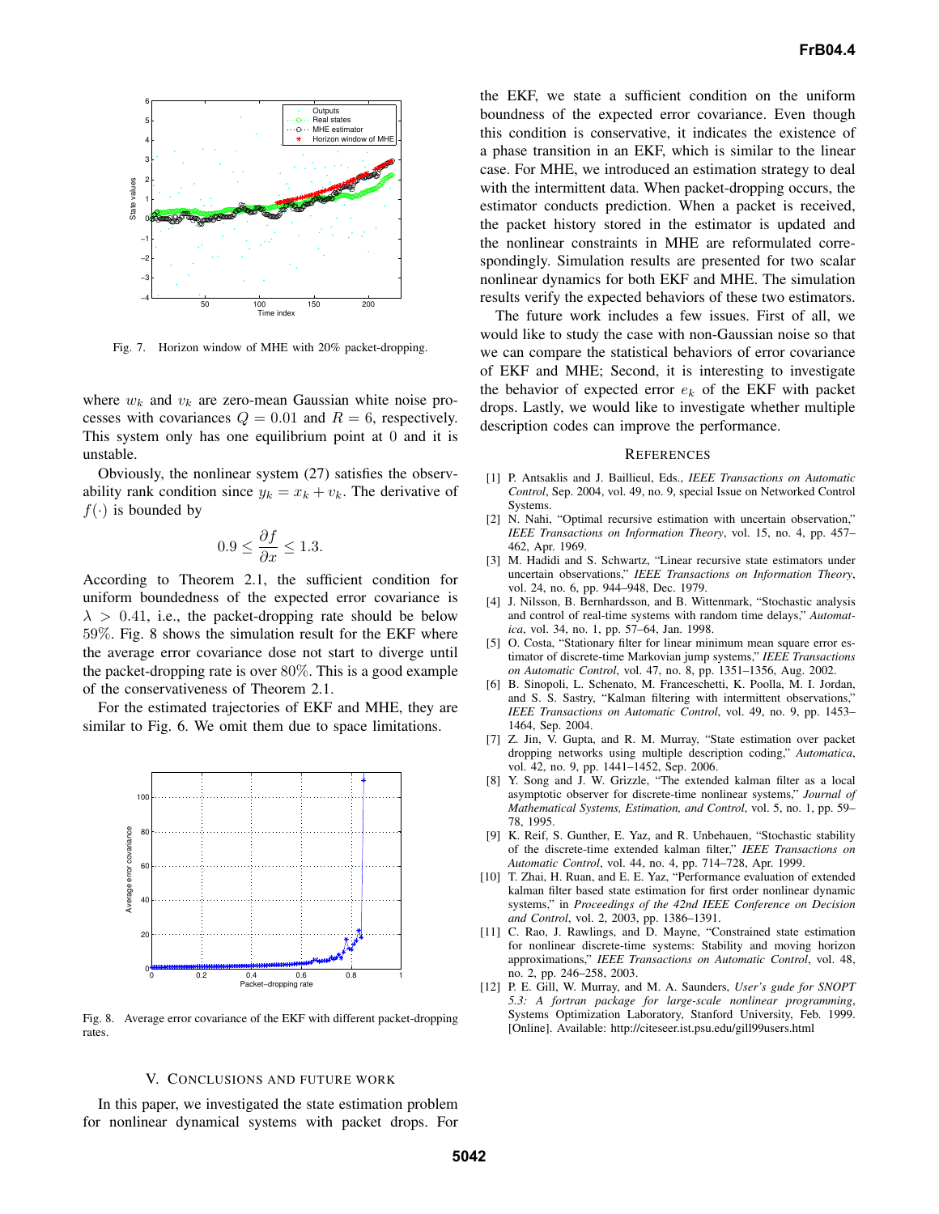6
5
4
3
2
1
0
−1
−2
−3
−4

State values

50 100 150 200

Time index

Outputs
Real states
MHE estimator
Horizon window of MHE

Fig. 7. Horizon window of MHE with 20% packet-dropping.

where $w_k$ and $v_k$ are zero-mean Gaussian white noise processes with covariances $Q = 0.01$ and $R = 6$, respectively. This system only has one equilibrium point at 0 and it is unstable.

Obviously, the nonlinear system (27) satisfies the observability rank condition since $y_k = x_k + v_k$. The derivative of $f(\cdot)$ is bounded by

$$0.9 \leq \frac{\partial f}{\partial x} \leq 1.3.$$

According to Theorem 2.1, the sufficient condition for uniform boundedness of the expected error covariance is $\lambda > 0.41$, i.e., the packet-dropping rate should be below $59\%$. Fig. 8 shows the simulation result for the EKF where the average error covariance dose not start to diverge until the packet-dropping rate is over $80\%$. This is a good example of the conservativeness of Theorem 2.1.

For the estimated trajectories of EKF and MHE, they are similar to Fig. 6. We omit them due to space limitations.

100
80
60
40
20
0

Average error covariance

0 0.2 0.4 0.6 0.8 1

Packet–dropping rate

Fig. 8. Average error covariance of the EKF with different packet-dropping rates.

## V. Conclusions and Future Work

In this paper, we investigated the state estimation problem for nonlinear dynamical systems with packet drops. For the EKF, we state a sufficient condition on the uniform boundness of the expected error covariance. Even though this condition is conservative, it indicates the existence of a phase transition in an EKF, which is similar to the linear case. For MHE, we introduced an estimation strategy to deal with the intermittent data. When packet-dropping occurs, the estimator conducts prediction. When a packet is received, the packet history stored in the estimator is updated and the nonlinear constraints in MHE are reformulated correspondingly. Simulation results are presented for two scalar nonlinear dynamics for both EKF and MHE. The simulation results verify the expected behaviors of these two estimators.

The future work includes a few issues. First of all, we would like to study the case with non-Gaussian noise so that we can compare the statistical behaviors of error covariance of EKF and MHE; Second, it is interesting to investigate the behavior of expected error $e_k$ of the EKF with packet drops. Lastly, we would like to investigate whether multiple description codes can improve the performance.

## References

[1] P. Antsaklis and J. Baillieul, Eds., *IEEE Transactions on Automatic Control*, Sep. 2004, vol. 49, no. 9, special Issue on Networked Control Systems.

[2] N. Nahi, "Optimal recursive estimation with uncertain observation," *IEEE Transactions on Information Theory*, vol. 15, no. 4, pp. 457–462, Apr. 1969.

[3] M. Hadidi and S. Schwartz, "Linear recursive state estimators under uncertain observations," *IEEE Transactions on Information Theory*, vol. 24, no. 6, pp. 944–948, Dec. 1979.

[4] J. Nilsson, B. Bernhardsson, and B. Wittenmark, "Stochastic analysis and control of real-time systems with random time delays," *Automatica*, vol. 34, no. 1, pp. 57–64, Jan. 1998.

[5] O. Costa, "Stationary filter for linear minimum mean square error estimator of discrete-time Markovian jump systems," *IEEE Transactions on Automatic Control*, vol. 47, no. 8, pp. 1351–1356, Aug. 2002.

[6] B. Sinopoli, L. Schenato, M. Franceschetti, K. Poolla, M. I. Jordan, and S. S. Sastry, "Kalman filtering with intermittent observations," *IEEE Transactions on Automatic Control*, vol. 49, no. 9, pp. 1453–1464, Sep. 2004.

[7] Z. Jin, V. Gupta, and R. M. Murray, "State estimation over packet dropping networks using multiple description coding," *Automatica*, vol. 42, no. 9, pp. 1441–1452, Sep. 2006.

[8] Y. Song and J. W. Grizzle, "The extended kalman filter as a local asymptotic observer for discrete-time nonlinear systems," *Journal of Mathematical Systems, Estimation, and Control*, vol. 5, no. 1, pp. 59–78, 1995.

[9] K. Reif, S. Gunther, E. Yaz, and R. Unbehauen, "Stochastic stability of the discrete-time extended kalman filter," *IEEE Transactions on Automatic Control*, vol. 44, no. 4, pp. 714–728, Apr. 1999.

[10] T. Zhai, H. Ruan, and E. E. Yaz, "Performance evaluation of extended kalman filter based state estimation for first order nonlinear dynamic systems," in *Proceedings of the 42nd IEEE Conference on Decision and Control*, vol. 2, 2003, pp. 1386–1391.

[11] C. Rao, J. Rawlings, and D. Mayne, "Constrained state estimation for nonlinear discrete-time systems: Stability and moving horizon approximations," *IEEE Transactions on Automatic Control*, vol. 48, no. 2, pp. 246–258, 2003.

[12] P. E. Gill, W. Murray, and M. A. Saunders, *User's gude for SNOPT 5.3: A fortran package for large-scale nonlinear programming*, Systems Optimization Laboratory, Stanford University, Feb. 1999. [Online]. Available: http://citeseer.ist.psu.edu/gill99users.html